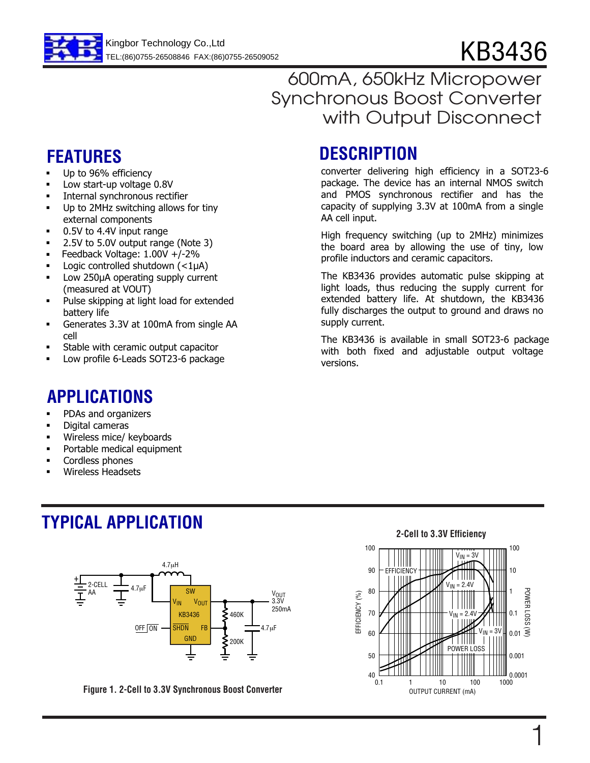Kingbor Technology Co.,Ltd
TEL:(86)0755-26508846 FAX:(86)0755-26509052

# KB3436

## 600mA, 650kHz Micropower Synchronous Boost Converter with Output Disconnect

## FEATURES

- Up to 96% efficiency
- Low start-up voltage 0.8V
- Internal synchronous rectifier
- Up to 2MHz switching allows for tiny external components
- 0.5V to 4.4V input range
- 2.5V to 5.0V output range (Note 3)
- Feedback Voltage: 1.00V +/-2%
- Logic controlled shutdown (<1µA)
- Low 250µA operating supply current (measured at VOUT)
- Pulse skipping at light load for extended battery life
- Generates 3.3V at 100mA from single AA cell
- Stable with ceramic output capacitor
- Low profile 6-Leads SOT23-6 package

## APPLICATIONS

- PDAs and organizers
- Digital cameras
- Wireless mice/ keyboards
- Portable medical equipment
- Cordless phones
- Wireless Headsets

## DESCRIPTION

converter delivering high efficiency in a SOT23-6 package. The device has an internal NMOS switch and PMOS synchronous rectifier and has the capacity of supplying 3.3V at 100mA from a single AA cell input.

High frequency switching (up to 2MHz) minimizes the board area by allowing the use of tiny, low profile inductors and ceramic capacitors.

The KB3436 provides automatic pulse skipping at light loads, thus reducing the supply current for extended battery life. At shutdown, the KB3436 fully discharges the output to ground and draws no supply current.

The KB3436 is available in small SOT23-6 package with both fixed and adjustable output voltage versions.

## TYPICAL APPLICATION

Figure 1. 2-Cell to 3.3V Synchronous Boost Converter

2-Cell to 3.3V Efficiency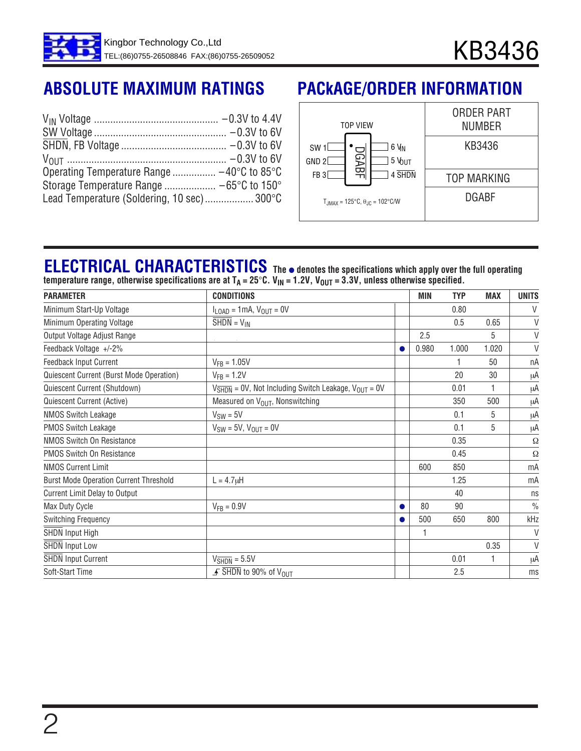## ABSOLUTE MAXIMUM RATINGS

$V_{IN}$ Voltage .............................................. −0.3V to 4.4V
SW Voltage ................................................. −0.3V to 6V
$\overline{SHDN}$, FB Voltage ....................................... −0.3V to 6V
$V_{OUT}$ ........................................................... −0.3V to 6V
Operating Temperature Range ................ −40°C to 85°C
Storage Temperature Range ................... −65°C to 150°
Lead Temperature (Soldering, 10 sec) .................. 300°C

## PACkAGE/ORDER INFORMATION

| TOP VIEW | ORDER PART NUMBER |
|---|---|
| SW 1, GND 2, FB 3 / 6 $V_{IN}$, 5 $V_{OUT}$, 4 $\overline{SHDN}$ (marking DGABF) | KB3436 |
| | TOP MARKING |
| $T_{JMAX}$ = 125°C, $\theta_{JC}$ = 102°C/W | DGABF |

## ELECTRICAL CHARACTERISTICS

**The ● denotes the specifications which apply over the full operating temperature range, otherwise specifications are at $T_A$ = 25°C. $V_{IN}$ = 1.2V, $V_{OUT}$ = 3.3V, unless otherwise specified.**

| PARAMETER | CONDITIONS | | MIN | TYP | MAX | UNITS |
|---|---|---|---|---|---|---|
| Minimum Start-Up Voltage | $I_{LOAD}$ = 1mA, $V_{OUT}$ = 0V | | | 0.80 | | V |
| Minimum Operating Voltage | $\overline{SHDN}$ = $V_{IN}$ | | | 0.5 | 0.65 | V |
| Output Voltage Adjust Range | | | 2.5 | | 5 | V |
| Feedback Voltage +/-2% | | ● | 0.980 | 1.000 | 1.020 | V |
| Feedback Input Current | $V_{FB}$ = 1.05V | | | 1 | 50 | nA |
| Quiescent Current (Burst Mode Operation) | $V_{FB}$ = 1.2V | | | 20 | 30 | μA |
| Quiescent Current (Shutdown) | $V_{\overline{SHDN}}$ = 0V, Not Including Switch Leakage, $V_{OUT}$ = 0V | | | 0.01 | 1 | μA |
| Quiescent Current (Active) | Measured on $V_{OUT}$, Nonswitching | | | 350 | 500 | μA |
| NMOS Switch Leakage | $V_{SW}$ = 5V | | | 0.1 | 5 | μA |
| PMOS Switch Leakage | $V_{SW}$ = 5V, $V_{OUT}$ = 0V | | | 0.1 | 5 | μA |
| NMOS Switch On Resistance | | | | 0.35 | | Ω |
| PMOS Switch On Resistance | | | | 0.45 | | Ω |
| NMOS Current Limit | | | 600 | 850 | | mA |
| Burst Mode Operation Current Threshold | L = 4.7μH | | | 1.25 | | mA |
| Current Limit Delay to Output | | | | 40 | | ns |
| Max Duty Cycle | $V_{FB}$ = 0.9V | ● | 80 | 90 | | % |
| Switching Frequency | | ● | 500 | 650 | 800 | kHz |
| $\overline{SHDN}$ Input High | | | 1 | | | V |
| $\overline{SHDN}$ Input Low | | | | | 0.35 | V |
| $\overline{SHDN}$ Input Current | $V_{\overline{SHDN}}$ = 5.5V | | | 0.01 | 1 | μA |
| Soft-Start Time | ↑ $\overline{SHDN}$ to 90% of $V_{OUT}$ | | | 2.5 | | ms |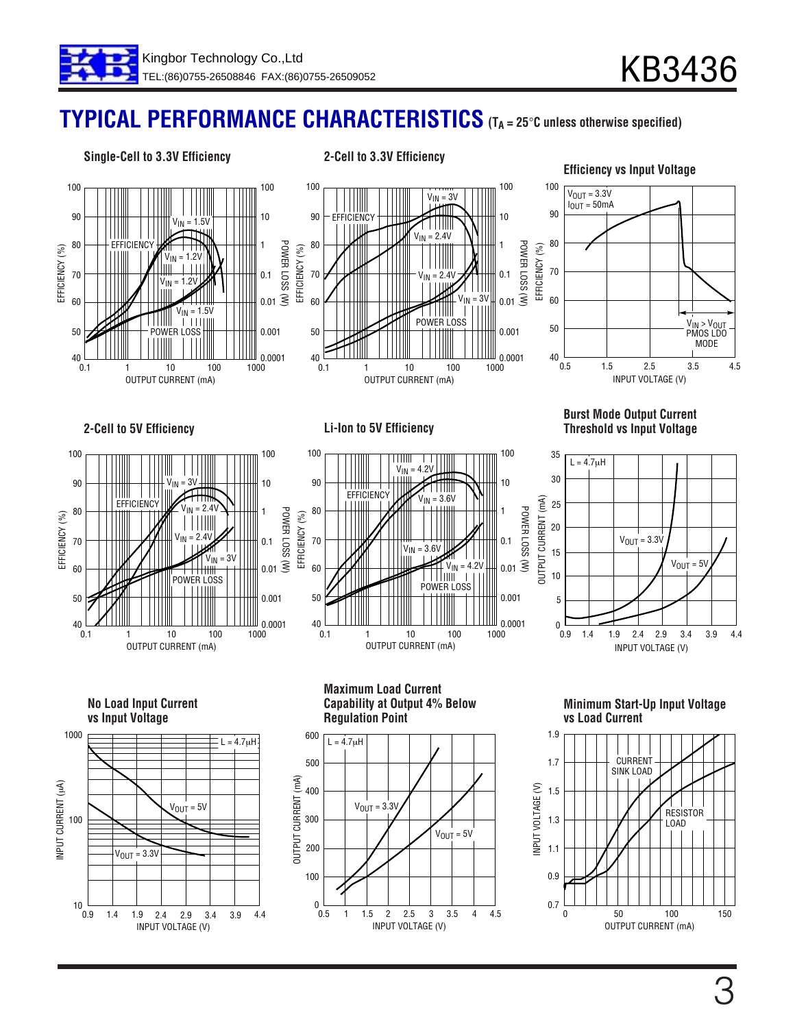## TYPICAL PERFORMANCE CHARACTERISTICS ($T_A$ = 25°C unless otherwise specified)

**Single-Cell to 3.3V Efficiency**

**2-Cell to 3.3V Efficiency**

**Efficiency vs Input Voltage**

**2-Cell to 5V Efficiency**

**Li-Ion to 5V Efficiency**

**Burst Mode Output Current Threshold vs Input Voltage**

**No Load Input Current vs Input Voltage**

**Maximum Load Current Capability at Output 4% Below Regulation Point**

**Minimum Start-Up Input Voltage vs Load Current**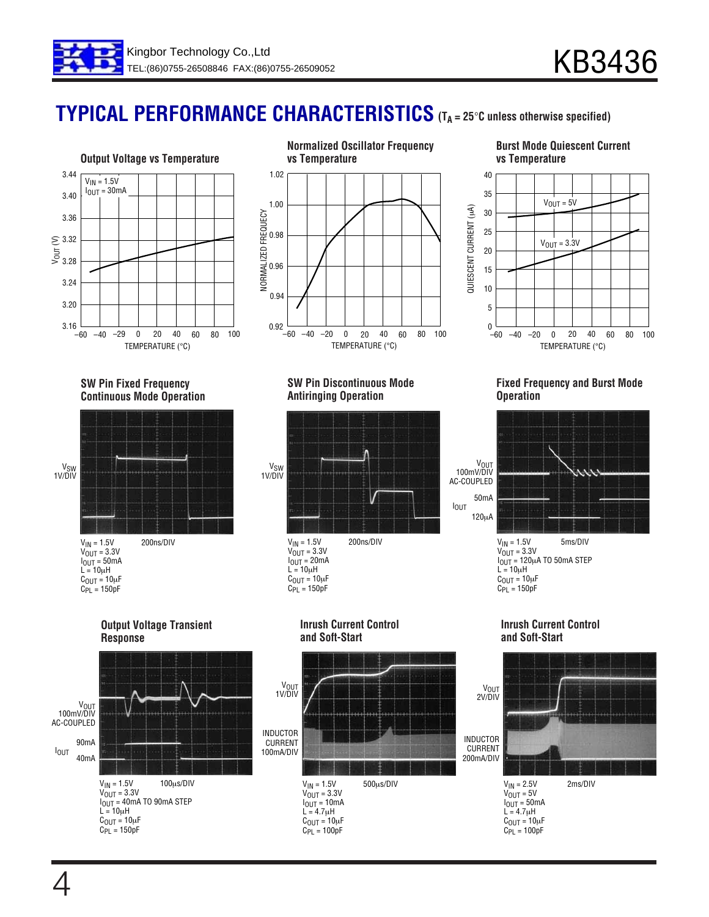## TYPICAL PERFORMANCE CHARACTERISTICS ($T_A$ = 25°C unless otherwise specified)

**Output Voltage vs Temperature**

$V_{IN}$ = 1.5V
$I_{OUT}$ = 30mA

$V_{OUT}$ (V): 3.16, 3.20, 3.24, 3.28, 3.32, 3.36, 3.40, 3.44
TEMPERATURE (°C): –60, –40, –29, 0, 20, 40, 60, 80, 100

**Normalized Oscillator Frequency vs Temperature**

NORMALIZED FREQUECY: 0.92, 0.94, 0.96, 0.98, 1.00, 1.02
TEMPERATURE (°C): –60, –40, –20, 0, 20, 40, 60, 80, 100

**Burst Mode Quiescent Current vs Temperature**

$V_{OUT}$ = 5V
$V_{OUT}$ = 3.3V

QUIESCENT CURRENT (μA): 0, 5, 10, 15, 20, 25, 30, 35, 40
TEMPERATURE (°C): –60, –40, –20, 0, 20, 40, 60, 80, 100

**SW Pin Fixed Frequency Continuous Mode Operation**

$V_{SW}$ 1V/DIV

$V_{IN}$ = 1.5V 200ns/DIV
$V_{OUT}$ = 3.3V
$I_{OUT}$ = 50mA
L = 10μH
$C_{OUT}$ = 10μF
$C_{PL}$ = 150pF

**SW Pin Discontinuous Mode Antiringing Operation**

$V_{SW}$ 1V/DIV

$V_{IN}$ = 1.5V 200ns/DIV
$V_{OUT}$ = 3.3V
$I_{OUT}$ = 20mA
L = 10μH
$C_{OUT}$ = 10μF
$C_{PL}$ = 150pF

**Fixed Frequency and Burst Mode Operation**

$V_{OUT}$ 100mV/DIV AC-COUPLED
$I_{OUT}$ 50mA, 120μA

$V_{IN}$ = 1.5V 5ms/DIV
$V_{OUT}$ = 3.3V
$I_{OUT}$ = 120μA TO 50mA STEP
L = 10μH
$C_{OUT}$ = 10μF
$C_{PL}$ = 150pF

**Output Voltage Transient Response**

$V_{OUT}$ 100mV/DIV AC-COUPLED
$I_{OUT}$ 90mA, 40mA

$V_{IN}$ = 1.5V 100μs/DIV
$V_{OUT}$ = 3.3V
$I_{OUT}$ = 40mA TO 90mA STEP
L = 10μH
$C_{OUT}$ = 10μF
$C_{PL}$ = 150pF

**Inrush Current Control and Soft-Start**

$V_{OUT}$ 1V/DIV
INDUCTOR CURRENT 100mA/DIV

$V_{IN}$ = 1.5V 500μs/DIV
$V_{OUT}$ = 3.3V
$I_{OUT}$ = 10mA
L = 4.7μH
$C_{OUT}$ = 10μF
$C_{PL}$ = 100pF

**Inrush Current Control and Soft-Start**

$V_{OUT}$ 2V/DIV
INDUCTOR CURRENT 200mA/DIV

$V_{IN}$ = 2.5V 2ms/DIV
$V_{OUT}$ = 5V
$I_{OUT}$ = 50mA
L = 4.7μH
$C_{OUT}$ = 10μF
$C_{PL}$ = 100pF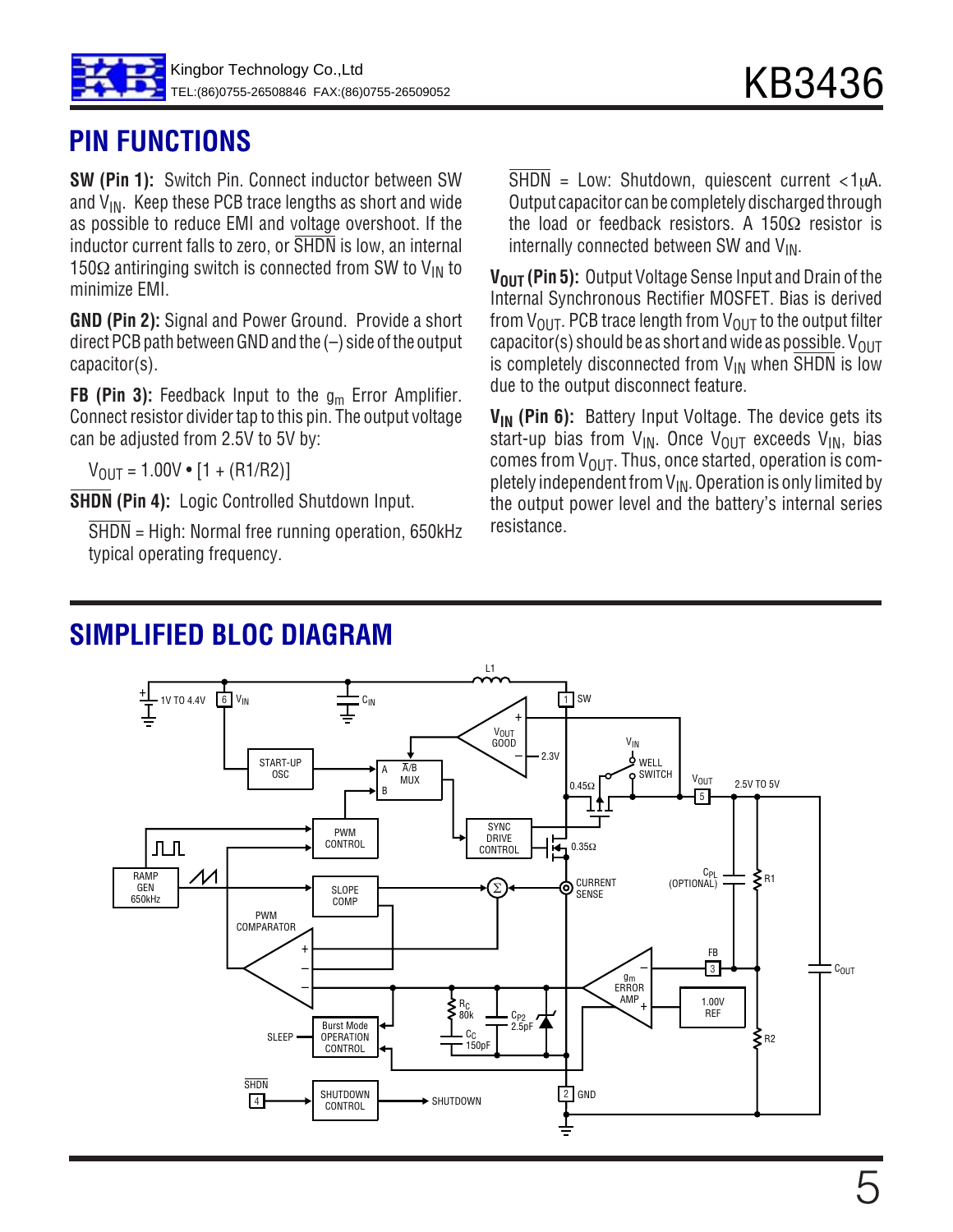## PIN FUNCTIONS

**SW (Pin 1):** Switch Pin. Connect inductor between SW and $V_{IN}$. Keep these PCB trace lengths as short and wide as possible to reduce EMI and voltage overshoot. If the inductor current falls to zero, or $\overline{SHDN}$ is low, an internal 150Ω antiringing switch is connected from SW to $V_{IN}$ to minimize EMI.

**GND (Pin 2):** Signal and Power Ground. Provide a short direct PCB path between GND and the (–) side of the output capacitor(s).

**FB (Pin 3):** Feedback Input to the $g_m$ Error Amplifier. Connect resistor divider tap to this pin. The output voltage can be adjusted from 2.5V to 5V by:

$V_{OUT} = 1.00V \bullet [1 + (R1/R2)]$

**$\overline{SHDN}$ (Pin 4):** Logic Controlled Shutdown Input.

$\overline{SHDN}$ = High: Normal free running operation, 650kHz typical operating frequency.

$\overline{SHDN}$ = Low: Shutdown, quiescent current <1μA. Output capacitor can be completely discharged through the load or feedback resistors. A 150Ω resistor is internally connected between SW and $V_{IN}$.

**$V_{OUT}$ (Pin 5):** Output Voltage Sense Input and Drain of the Internal Synchronous Rectifier MOSFET. Bias is derived from $V_{OUT}$. PCB trace length from $V_{OUT}$ to the output filter capacitor(s) should be as short and wide as possible. $V_{OUT}$ is completely disconnected from $V_{IN}$ when $\overline{SHDN}$ is low due to the output disconnect feature.

**$V_{IN}$ (Pin 6):** Battery Input Voltage. The device gets its start-up bias from $V_{IN}$. Once $V_{OUT}$ exceeds $V_{IN}$, bias comes from $V_{OUT}$. Thus, once started, operation is completely independent from $V_{IN}$. Operation is only limited by the output power level and the battery's internal series resistance.

## SIMPLIFIED BLOC DIAGRAM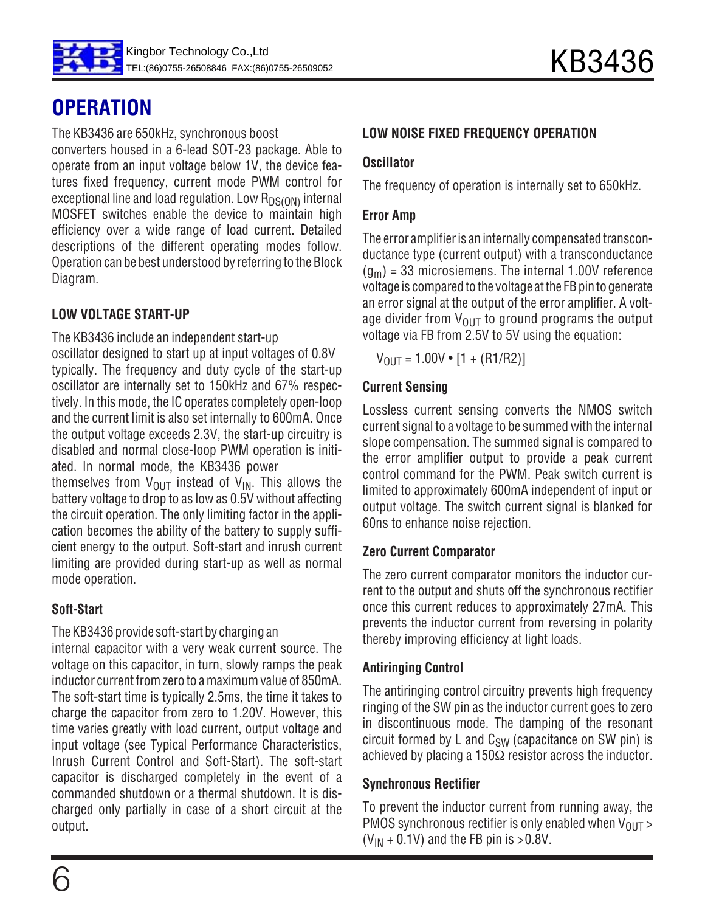# OPERATION

The KB3436 are 650kHz, synchronous boost converters housed in a 6-lead SOT-23 package. Able to operate from an input voltage below 1V, the device features fixed frequency, current mode PWM control for exceptional line and load regulation. Low $R_{DS(ON)}$ internal MOSFET switches enable the device to maintain high efficiency over a wide range of load current. Detailed descriptions of the different operating modes follow. Operation can be best understood by referring to the Block Diagram.

### LOW VOLTAGE START-UP

The KB3436 include an independent start-up oscillator designed to start up at input voltages of 0.8V typically. The frequency and duty cycle of the start-up oscillator are internally set to 150kHz and 67% respectively. In this mode, the IC operates completely open-loop and the current limit is also set internally to 600mA. Once the output voltage exceeds 2.3V, the start-up circuitry is disabled and normal close-loop PWM operation is initiated. In normal mode, the KB3436 power themselves from $V_{OUT}$ instead of $V_{IN}$. This allows the battery voltage to drop to as low as 0.5V without affecting the circuit operation. The only limiting factor in the application becomes the ability of the battery to supply sufficient energy to the output. Soft-start and inrush current limiting are provided during start-up as well as normal mode operation.

#### Soft-Start

The KB3436 provide soft-start by charging an internal capacitor with a very weak current source. The voltage on this capacitor, in turn, slowly ramps the peak inductor current from zero to a maximum value of 850mA. The soft-start time is typically 2.5ms, the time it takes to charge the capacitor from zero to 1.20V. However, this time varies greatly with load current, output voltage and input voltage (see Typical Performance Characteristics, Inrush Current Control and Soft-Start). The soft-start capacitor is discharged completely in the event of a commanded shutdown or a thermal shutdown. It is discharged only partially in case of a short circuit at the output.

### LOW NOISE FIXED FREQUENCY OPERATION

#### Oscillator

The frequency of operation is internally set to 650kHz.

#### Error Amp

The error amplifier is an internally compensated transconductance type (current output) with a transconductance ($g_m$) = 33 microsiemens. The internal 1.00V reference voltage is compared to the voltage at the FB pin to generate an error signal at the output of the error amplifier. A voltage divider from $V_{OUT}$ to ground programs the output voltage via FB from 2.5V to 5V using the equation:

$$V_{OUT} = 1.00V \bullet [1 + (R1/R2)]$$

#### Current Sensing

Lossless current sensing converts the NMOS switch current signal to a voltage to be summed with the internal slope compensation. The summed signal is compared to the error amplifier output to provide a peak current control command for the PWM. Peak switch current is limited to approximately 600mA independent of input or output voltage. The switch current signal is blanked for 60ns to enhance noise rejection.

#### Zero Current Comparator

The zero current comparator monitors the inductor current to the output and shuts off the synchronous rectifier once this current reduces to approximately 27mA. This prevents the inductor current from reversing in polarity thereby improving efficiency at light loads.

#### Antiringing Control

The antiringing control circuitry prevents high frequency ringing of the SW pin as the inductor current goes to zero in discontinuous mode. The damping of the resonant circuit formed by L and $C_{SW}$ (capacitance on SW pin) is achieved by placing a 150Ω resistor across the inductor.

#### Synchronous Rectifier

To prevent the inductor current from running away, the PMOS synchronous rectifier is only enabled when $V_{OUT} > (V_{IN} + 0.1V)$ and the FB pin is >0.8V.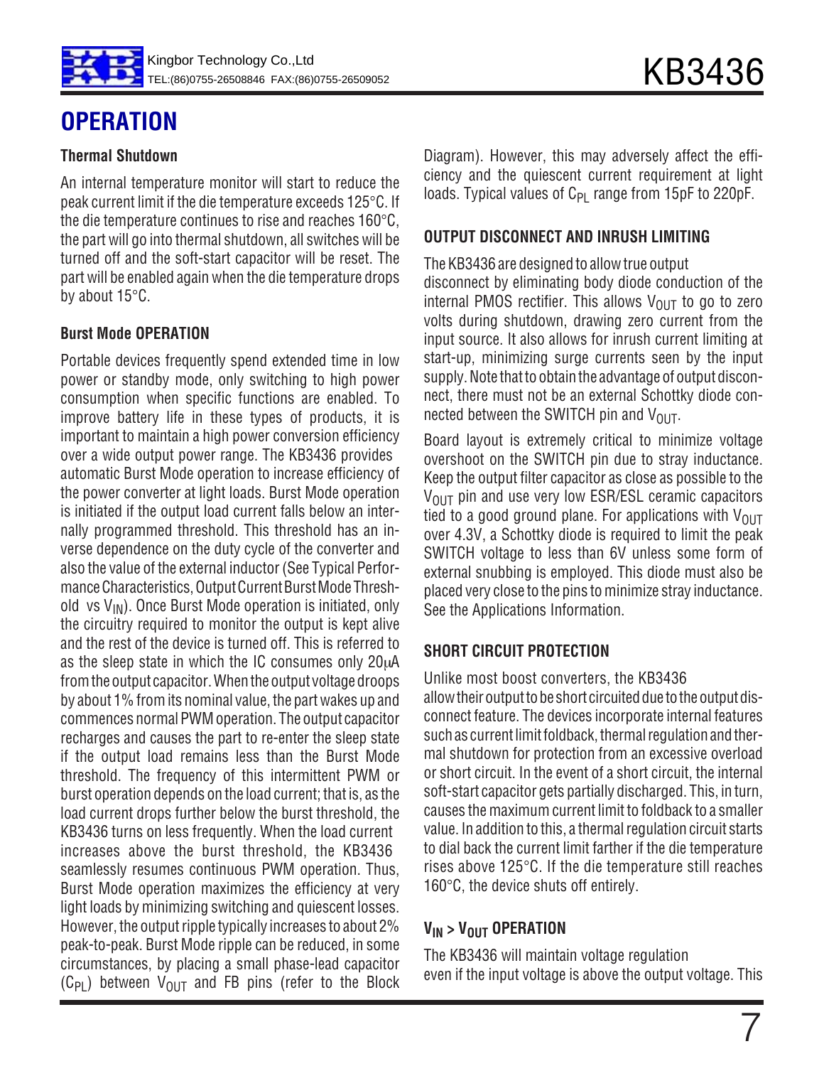# OPERATION

### Thermal Shutdown

An internal temperature monitor will start to reduce the peak current limit if the die temperature exceeds 125°C. If the die temperature continues to rise and reaches 160°C, the part will go into thermal shutdown, all switches will be turned off and the soft-start capacitor will be reset. The part will be enabled again when the die temperature drops by about 15°C.

### Burst Mode OPERATION

Portable devices frequently spend extended time in low power or standby mode, only switching to high power consumption when specific functions are enabled. To improve battery life in these types of products, it is important to maintain a high power conversion efficiency over a wide output power range. The KB3436 provides automatic Burst Mode operation to increase efficiency of the power converter at light loads. Burst Mode operation is initiated if the output load current falls below an internally programmed threshold. This threshold has an inverse dependence on the duty cycle of the converter and also the value of the external inductor (See Typical Performance Characteristics, Output Current Burst Mode Threshold vs $V_{IN}$). Once Burst Mode operation is initiated, only the circuitry required to monitor the output is kept alive and the rest of the device is turned off. This is referred to as the sleep state in which the IC consumes only 20μA from the output capacitor. When the output voltage droops by about 1% from its nominal value, the part wakes up and commences normal PWM operation. The output capacitor recharges and causes the part to re-enter the sleep state if the output load remains less than the Burst Mode threshold. The frequency of this intermittent PWM or burst operation depends on the load current; that is, as the load current drops further below the burst threshold, the KB3436 turns on less frequently. When the load current increases above the burst threshold, the KB3436 seamlessly resumes continuous PWM operation. Thus, Burst Mode operation maximizes the efficiency at very light loads by minimizing switching and quiescent losses. However, the output ripple typically increases to about 2% peak-to-peak. Burst Mode ripple can be reduced, in some circumstances, by placing a small phase-lead capacitor ($C_{PL}$) between $V_{OUT}$ and FB pins (refer to the Block Diagram). However, this may adversely affect the efficiency and the quiescent current requirement at light loads. Typical values of $C_{PL}$ range from 15pF to 220pF.

### OUTPUT DISCONNECT AND INRUSH LIMITING

The KB3436 are designed to allow true output disconnect by eliminating body diode conduction of the internal PMOS rectifier. This allows $V_{OUT}$ to go to zero volts during shutdown, drawing zero current from the input source. It also allows for inrush current limiting at start-up, minimizing surge currents seen by the input supply. Note that to obtain the advantage of output disconnect, there must not be an external Schottky diode connected between the SWITCH pin and $V_{OUT}$.

Board layout is extremely critical to minimize voltage overshoot on the SWITCH pin due to stray inductance. Keep the output filter capacitor as close as possible to the $V_{OUT}$ pin and use very low ESR/ESL ceramic capacitors tied to a good ground plane. For applications with $V_{OUT}$ over 4.3V, a Schottky diode is required to limit the peak SWITCH voltage to less than 6V unless some form of external snubbing is employed. This diode must also be placed very close to the pins to minimize stray inductance. See the Applications Information.

### SHORT CIRCUIT PROTECTION

Unlike most boost converters, the KB3436 allow their output to be short circuited due to the output disconnect feature. The devices incorporate internal features such as current limit foldback, thermal regulation and thermal shutdown for protection from an excessive overload or short circuit. In the event of a short circuit, the internal soft-start capacitor gets partially discharged. This, in turn, causes the maximum current limit to foldback to a smaller value. In addition to this, a thermal regulation circuit starts to dial back the current limit farther if the die temperature rises above 125°C. If the die temperature still reaches 160°C, the device shuts off entirely.

### $V_{IN} > V_{OUT}$ OPERATION

The KB3436 will maintain voltage regulation even if the input voltage is above the output voltage. This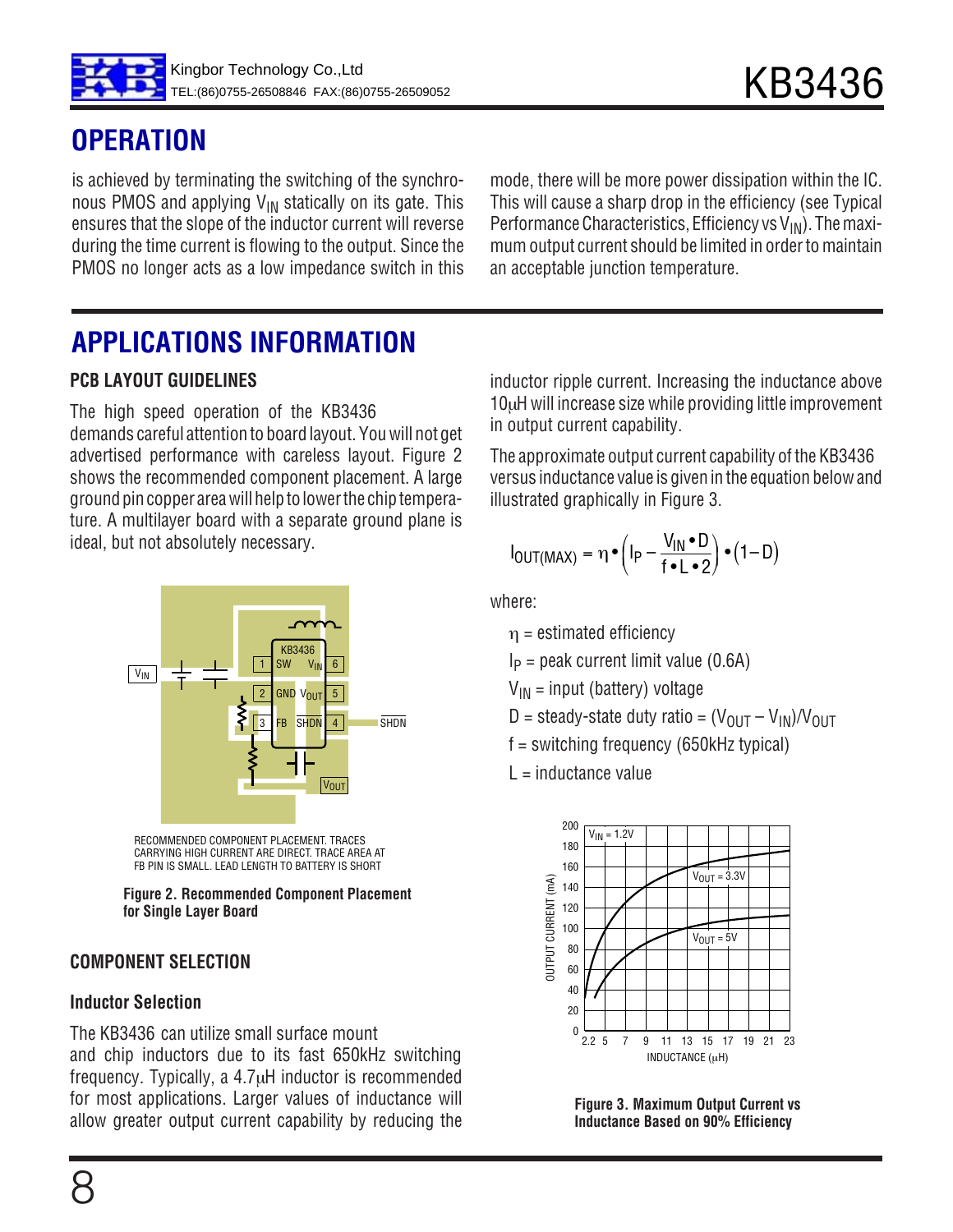# OPERATION

is achieved by terminating the switching of the synchronous PMOS and applying $V_{IN}$ statically on its gate. This ensures that the slope of the inductor current will reverse during the time current is flowing to the output. Since the PMOS no longer acts as a low impedance switch in this mode, there will be more power dissipation within the IC. This will cause a sharp drop in the efficiency (see Typical Performance Characteristics, Efficiency vs $V_{IN}$). The maximum output current should be limited in order to maintain an acceptable junction temperature.

# APPLICATIONS INFORMATION

### PCB LAYOUT GUIDELINES

The high speed operation of the KB3436 demands careful attention to board layout. You will not get advertised performance with careless layout. Figure 2 shows the recommended component placement. A large ground pin copper area will help to lower the chip temperature. A multilayer board with a separate ground plane is ideal, but not absolutely necessary.

RECOMMENDED COMPONENT PLACEMENT. TRACES CARRYING HIGH CURRENT ARE DIRECT. TRACE AREA AT FB PIN IS SMALL. LEAD LENGTH TO BATTERY IS SHORT

**Figure 2. Recommended Component Placement for Single Layer Board**

### COMPONENT SELECTION

#### Inductor Selection

The KB3436 can utilize small surface mount and chip inductors due to its fast 650kHz switching frequency. Typically, a 4.7μH inductor is recommended for most applications. Larger values of inductance will allow greater output current capability by reducing the inductor ripple current. Increasing the inductance above 10μH will increase size while providing little improvement in output current capability.

The approximate output current capability of the KB3436 versus inductance value is given in the equation below and illustrated graphically in Figure 3.

$$I_{OUT(MAX)} = \eta \bullet \left( I_P - \frac{V_{IN} \bullet D}{f \bullet L \bullet 2} \right) \bullet (1 - D)$$

where:

- $\eta$ = estimated efficiency
- $I_P$ = peak current limit value (0.6A)
- $V_{IN}$ = input (battery) voltage
- D = steady-state duty ratio = $(V_{OUT} - V_{IN})/V_{OUT}$
- f = switching frequency (650kHz typical)
- L = inductance value

**Figure 3. Maximum Output Current vs Inductance Based on 90% Efficiency**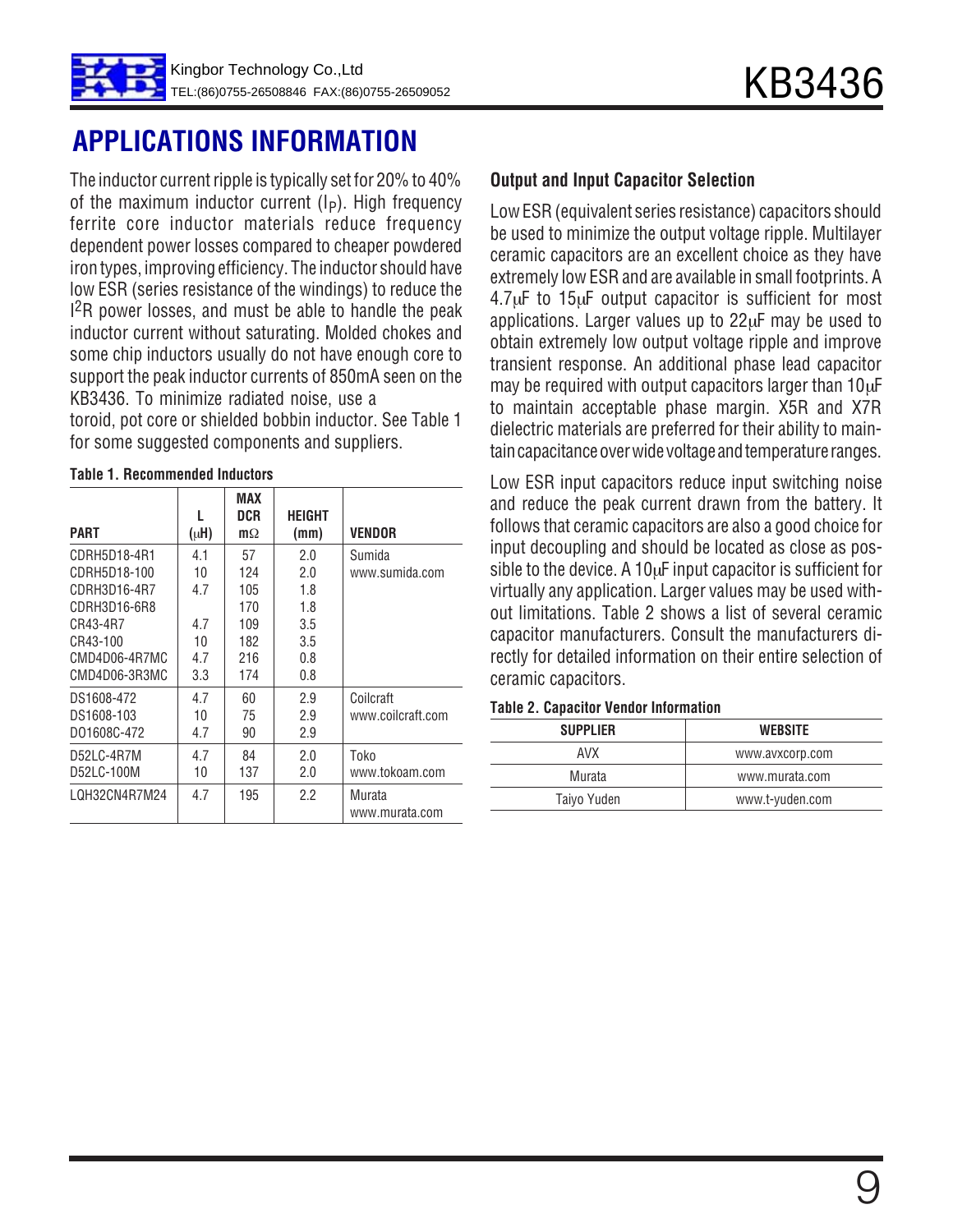## APPLICATIONS INFORMATION

The inductor current ripple is typically set for 20% to 40% of the maximum inductor current ($I_P$). High frequency ferrite core inductor materials reduce frequency dependent power losses compared to cheaper powdered iron types, improving efficiency. The inductor should have low ESR (series resistance of the windings) to reduce the $I^2R$ power losses, and must be able to handle the peak inductor current without saturating. Molded chokes and some chip inductors usually do not have enough core to support the peak inductor currents of 850mA seen on the KB3436. To minimize radiated noise, use a toroid, pot core or shielded bobbin inductor. See Table 1 for some suggested components and suppliers.

**Table 1. Recommended Inductors**

| PART | L (µH) | MAX DCR mΩ | HEIGHT (mm) | VENDOR |
|---|---|---|---|---|
| CDRH5D18-4R1 | 4.1 | 57 | 2.0 | Sumida www.sumida.com |
| CDRH5D18-100 | 10 | 124 | 2.0 | |
| CDRH3D16-4R7 | 4.7 | 105 | 1.8 | |
| CDRH3D16-6R8 | | 170 | 1.8 | |
| CR43-4R7 | 4.7 | 109 | 3.5 | |
| CR43-100 | 10 | 182 | 3.5 | |
| CMD4D06-4R7MC | 4.7 | 216 | 0.8 | |
| CMD4D06-3R3MC | 3.3 | 174 | 0.8 | |
| DS1608-472 | 4.7 | 60 | 2.9 | Coilcraft www.coilcraft.com |
| DS1608-103 | 10 | 75 | 2.9 | |
| DO1608C-472 | 4.7 | 90 | 2.9 | |
| D52LC-4R7M | 4.7 | 84 | 2.0 | Toko www.tokoam.com |
| D52LC-100M | 10 | 137 | 2.0 | |
| LQH32CN4R7M24 | 4.7 | 195 | 2.2 | Murata www.murata.com |

### Output and Input Capacitor Selection

Low ESR (equivalent series resistance) capacitors should be used to minimize the output voltage ripple. Multilayer ceramic capacitors are an excellent choice as they have extremely low ESR and are available in small footprints. A 4.7µF to 15µF output capacitor is sufficient for most applications. Larger values up to 22µF may be used to obtain extremely low output voltage ripple and improve transient response. An additional phase lead capacitor may be required with output capacitors larger than 10µF to maintain acceptable phase margin. X5R and X7R dielectric materials are preferred for their ability to maintain capacitance over wide voltage and temperature ranges.

Low ESR input capacitors reduce input switching noise and reduce the peak current drawn from the battery. It follows that ceramic capacitors are also a good choice for input decoupling and should be located as close as possible to the device. A 10µF input capacitor is sufficient for virtually any application. Larger values may be used without limitations. Table 2 shows a list of several ceramic capacitor manufacturers. Consult the manufacturers directly for detailed information on their entire selection of ceramic capacitors.

**Table 2. Capacitor Vendor Information**

| SUPPLIER | WEBSITE |
|---|---|
| AVX | www.avxcorp.com |
| Murata | www.murata.com |
| Taiyo Yuden | www.t-yuden.com |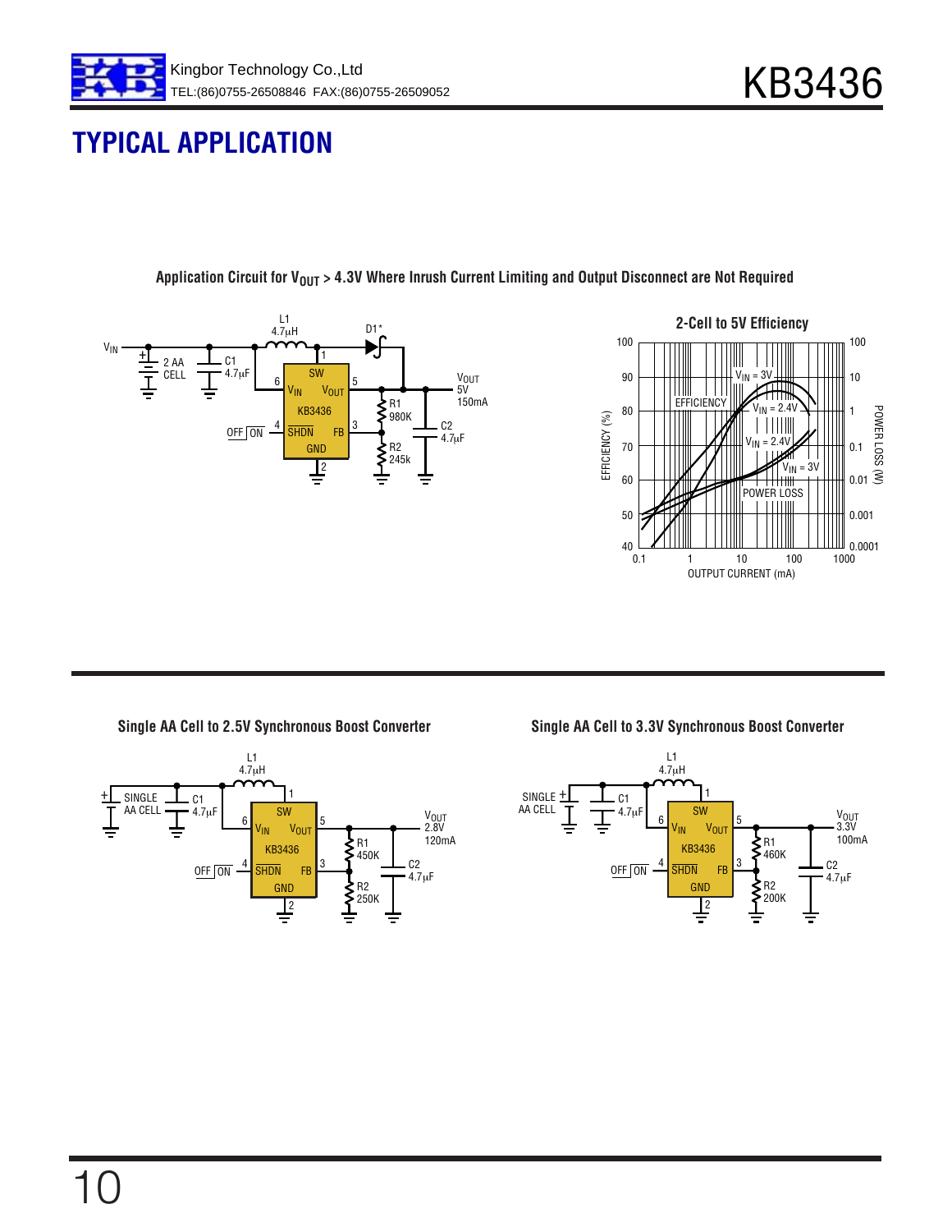## TYPICAL APPLICATION

**Application Circuit for $V_{OUT}$ > 4.3V Where Inrush Current Limiting and Output Disconnect are Not Required**

$V_{IN}$

2 AA CELL

C1 4.7µF

L1 4.7µH

D1*

1 SW

6 $V_{IN}$

5 $V_{OUT}$

KB3436

OFF ON 4 $\overline{SHDN}$

3 FB

GND 2

R1 980K

R2 245k

C2 4.7µF

$V_{OUT}$ 5V 150mA

**2-Cell to 5V Efficiency**

EFFICIENCY (%)

POWER LOSS (W)

OUTPUT CURRENT (mA)

EFFICIENCY

$V_{IN}$ = 3V

$V_{IN}$ = 2.4V

POWER LOSS

**Single AA Cell to 2.5V Synchronous Boost Converter**

SINGLE AA CELL

C1 4.7µF

L1 4.7µH

1 SW

6 $V_{IN}$

5 $V_{OUT}$

KB3436

OFF ON 4 $\overline{SHDN}$

3 FB

GND 2

R1 450K

R2 250K

C2 4.7µF

$V_{OUT}$ 2.8V 120mA

**Single AA Cell to 3.3V Synchronous Boost Converter**

SINGLE AA CELL

C1 4.7µF

L1 4.7µH

1 SW

6 $V_{IN}$

5 $V_{OUT}$

KB3436

OFF ON 4 $\overline{SHDN}$

3 FB

GND 2

R1 460K

R2 200K

C2 4.7µF

$V_{OUT}$ 3.3V 100mA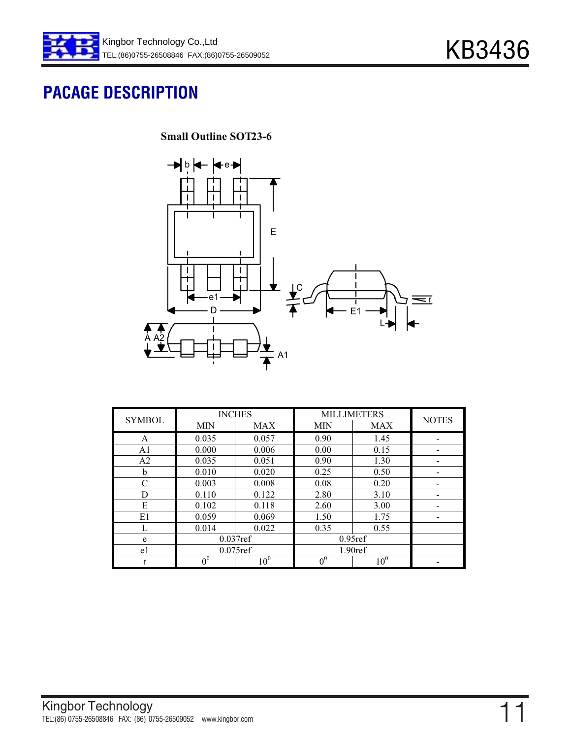## PACAGE DESCRIPTION

**Small Outline SOT23-6**

b
e
E
C
e1
D
E1
r
L
A A2
A1

| SYMBOL | INCHES | | MILLIMETERS | | NOTES |
|---|---|---|---|---|---|
| | MIN | MAX | MIN | MAX | |
| A | 0.035 | 0.057 | 0.90 | 1.45 | - |
| A1 | 0.000 | 0.006 | 0.00 | 0.15 | - |
| A2 | 0.035 | 0.051 | 0.90 | 1.30 | - |
| b | 0.010 | 0.020 | 0.25 | 0.50 | - |
| C | 0.003 | 0.008 | 0.08 | 0.20 | - |
| D | 0.110 | 0.122 | 2.80 | 3.10 | - |
| E | 0.102 | 0.118 | 2.60 | 3.00 | - |
| E1 | 0.059 | 0.069 | 1.50 | 1.75 | - |
| L | 0.014 | 0.022 | 0.35 | 0.55 | |
| e | 0.037ref | | 0.95ref | | |
| e1 | 0.075ref | | 1.90ref | | |
| r | $0^0$ | $10^0$ | $0^0$ | $10^0$ | - |